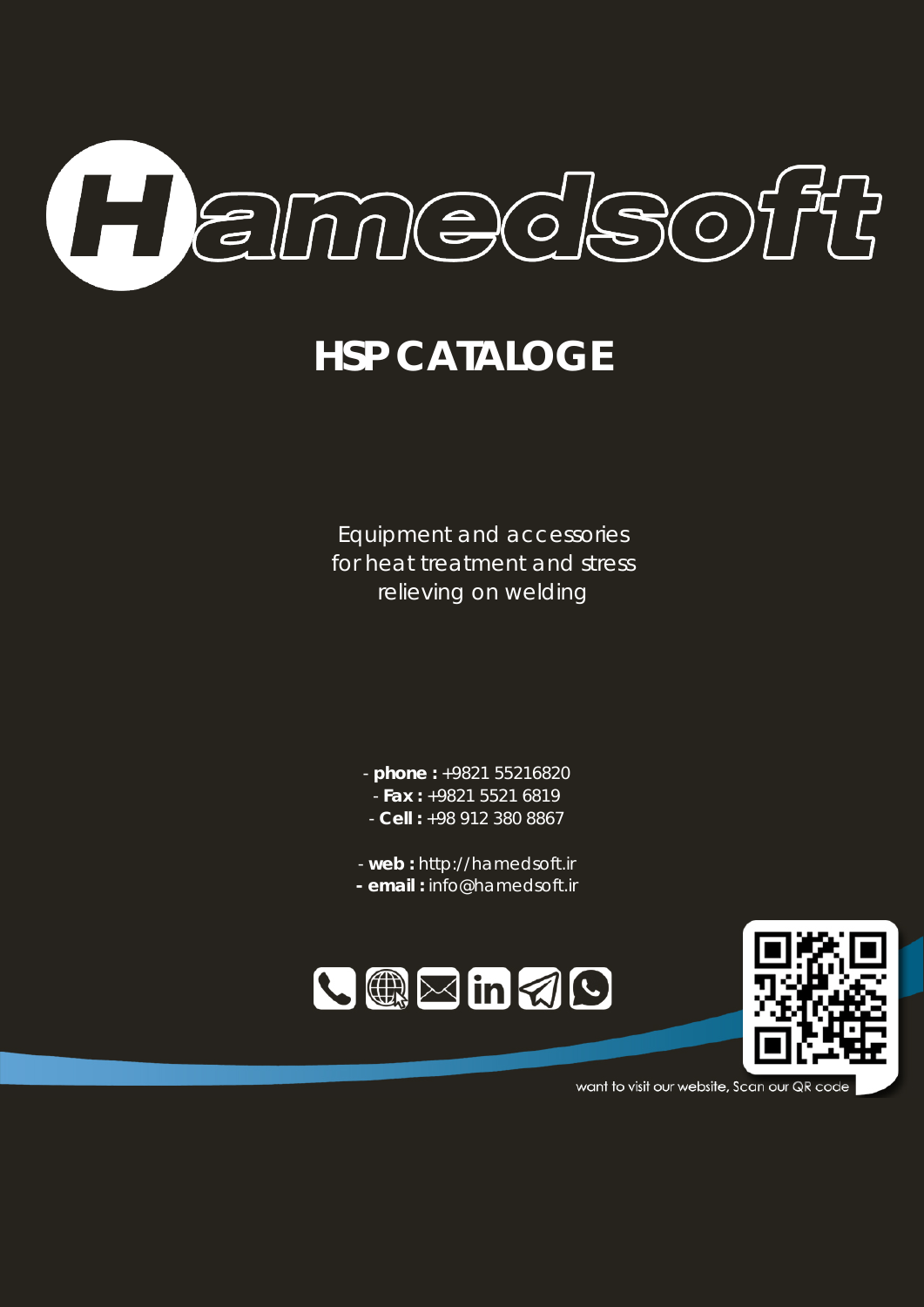# Hamedsoft

## HSP CATALOGE

Equipment and accessories
for heat treatment and stress
relieving on welding

- **phone :** +9821 55216820
- **Fax :** +9821 5521 6819
- **Cell :** +98 912 380 8867

- **web :** http://hamedsoft.ir
- **email :** info@hamedsoft.ir

want to visit our website, Scan our QR code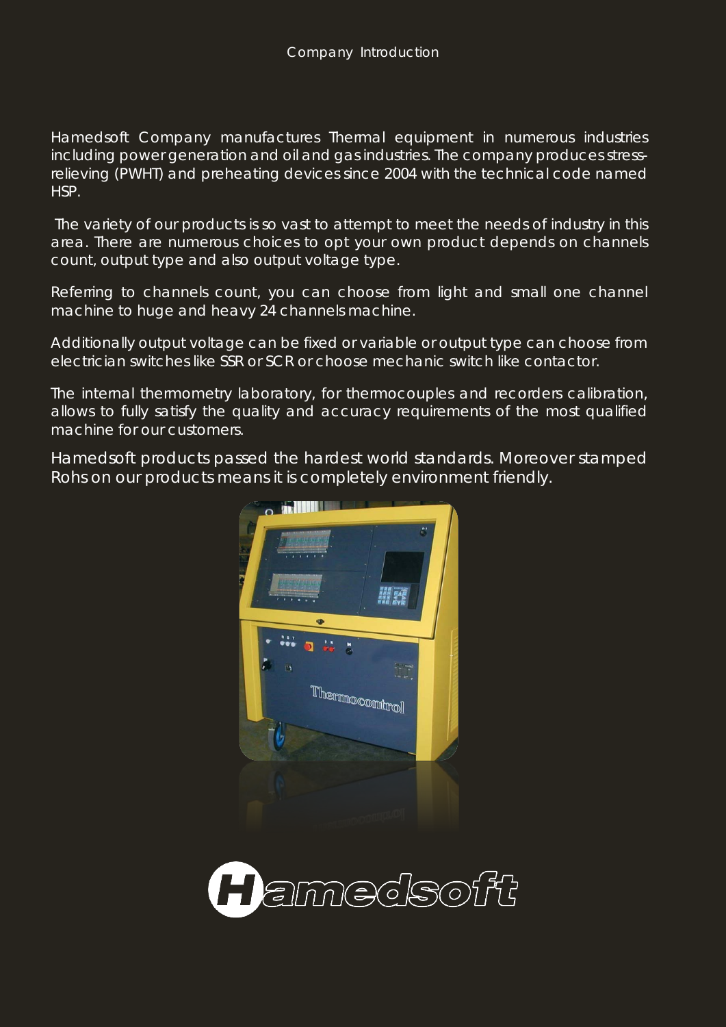# Company Introduction

Hamedsoft Company manufactures Thermal equipment in numerous industries including power generation and oil and gas industries. The company produces stress-relieving (PWHT) and preheating devices since 2004 with the technical code named HSP.

The variety of our products is so vast to attempt to meet the needs of industry in this area. There are numerous choices to opt your own product depends on channels count, output type and also output voltage type.

Referring to channels count, you can choose from light and small one channel machine to huge and heavy 24 channels machine.

Additionally output voltage can be fixed or variable or output type can choose from electrician switches like SSR or SCR or choose mechanic switch like contactor.

The internal thermometry laboratory, for thermocouples and recorders calibration, allows to fully satisfy the quality and accuracy requirements of the most qualified machine for our customers.

Hamedsoft products passed the hardest world standards. Moreover stamped Rohs on our products means it is completely environment friendly.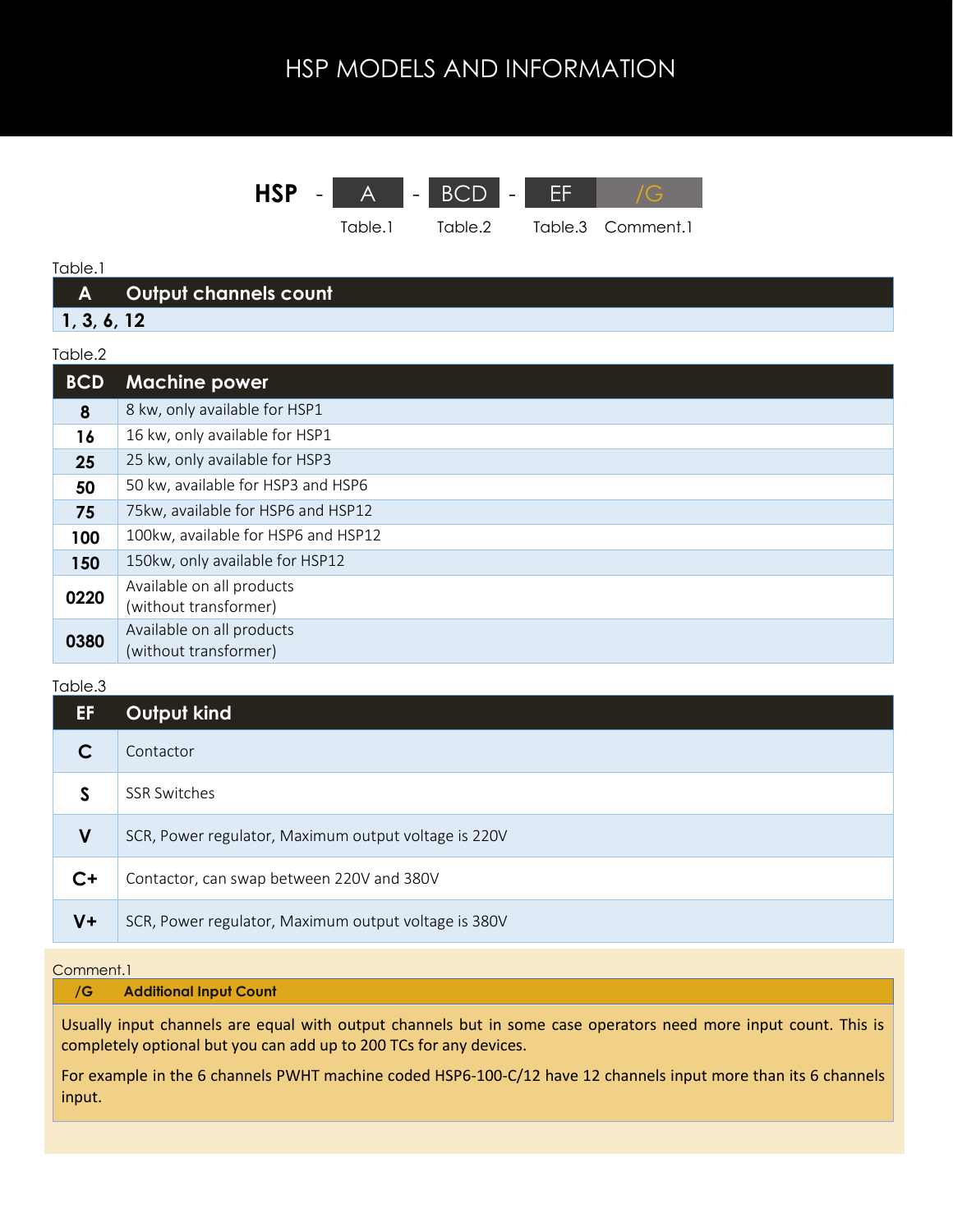# HSP MODELS AND INFORMATION

**HSP** - A - BCD - EF /G

Table.1 Table.2 Table.3 Comment.1

Table.1

| A | Output channels count |
|---|---|
| 1, 3, 6, 12 | |

Table.2

| BCD | Machine power |
|---|---|
| 8 | 8 kw, only available for HSP1 |
| 16 | 16 kw, only available for HSP1 |
| 25 | 25 kw, only available for HSP3 |
| 50 | 50 kw, available for HSP3 and HSP6 |
| 75 | 75kw, available for HSP6 and HSP12 |
| 100 | 100kw, available for HSP6 and HSP12 |
| 150 | 150kw, only available for HSP12 |
| 0220 | Available on all products (without transformer) |
| 0380 | Available on all products (without transformer) |

Table.3

| EF | Output kind |
|---|---|
| C | Contactor |
| S | SSR Switches |
| V | SCR, Power regulator, Maximum output voltage is 220V |
| C+ | Contactor, can swap between 220V and 380V |
| V+ | SCR, Power regulator, Maximum output voltage is 380V |

Comment.1

| /G | Additional Input Count |
|---|---|

Usually input channels are equal with output channels but in some case operators need more input count. This is completely optional but you can add up to 200 TCs for any devices.

For example in the 6 channels PWHT machine coded HSP6-100-C/12 have 12 channels input more than its 6 channels input.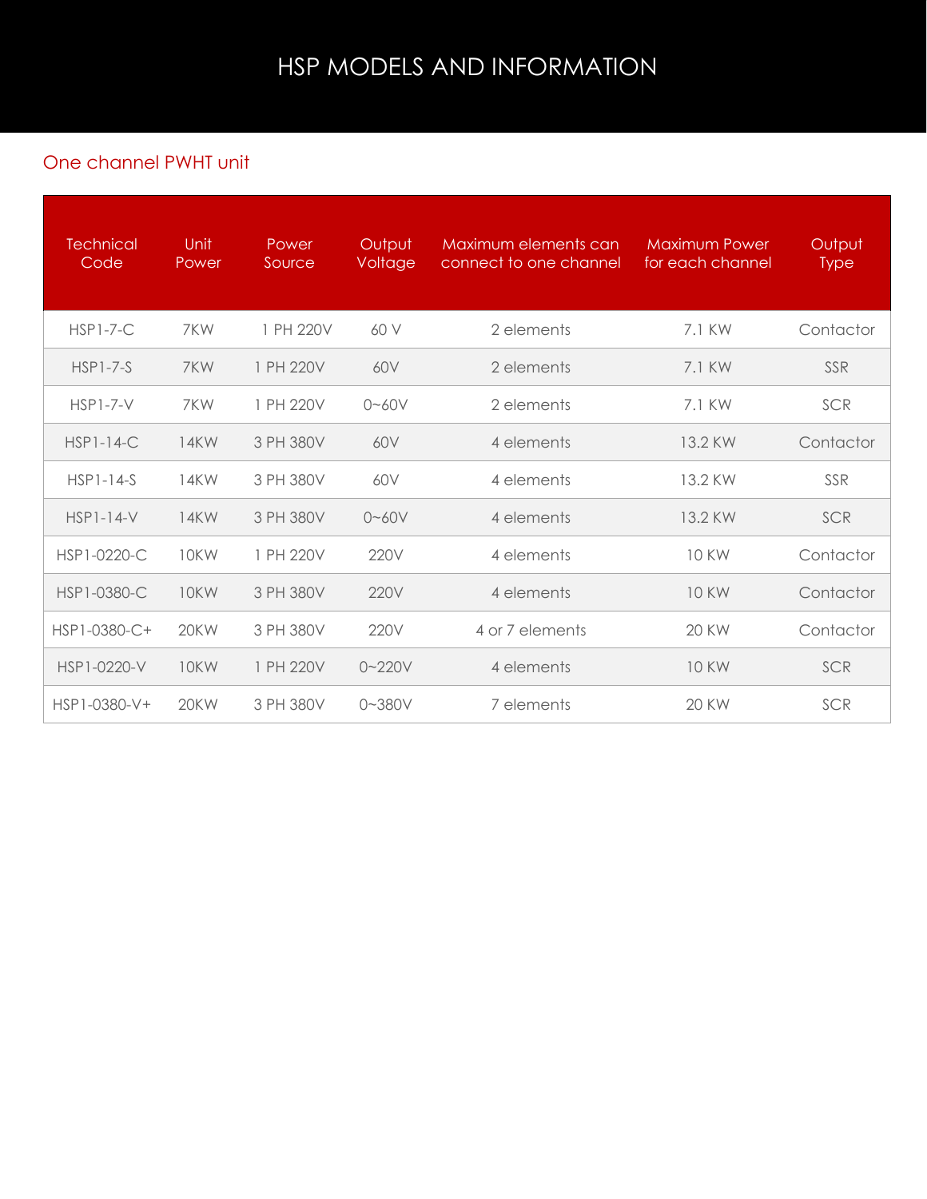# HSP MODELS AND INFORMATION

## One channel PWHT unit

| Technical Code | Unit Power | Power Source | Output Voltage | Maximum elements can connect to one channel | Maximum Power for each channel | Output Type |
|---|---|---|---|---|---|---|
| HSP1-7-C | 7KW | 1 PH 220V | 60 V | 2 elements | 7.1 KW | Contactor |
| HSP1-7-S | 7KW | 1 PH 220V | 60V | 2 elements | 7.1 KW | SSR |
| HSP1-7-V | 7KW | 1 PH 220V | 0~60V | 2 elements | 7.1 KW | SCR |
| HSP1-14-C | 14KW | 3 PH 380V | 60V | 4 elements | 13.2 KW | Contactor |
| HSP1-14-S | 14KW | 3 PH 380V | 60V | 4 elements | 13.2 KW | SSR |
| HSP1-14-V | 14KW | 3 PH 380V | 0~60V | 4 elements | 13.2 KW | SCR |
| HSP1-0220-C | 10KW | 1 PH 220V | 220V | 4 elements | 10 KW | Contactor |
| HSP1-0380-C | 10KW | 3 PH 380V | 220V | 4 elements | 10 KW | Contactor |
| HSP1-0380-C+ | 20KW | 3 PH 380V | 220V | 4 or 7 elements | 20 KW | Contactor |
| HSP1-0220-V | 10KW | 1 PH 220V | 0~220V | 4 elements | 10 KW | SCR |
| HSP1-0380-V+ | 20KW | 3 PH 380V | 0~380V | 7 elements | 20 KW | SCR |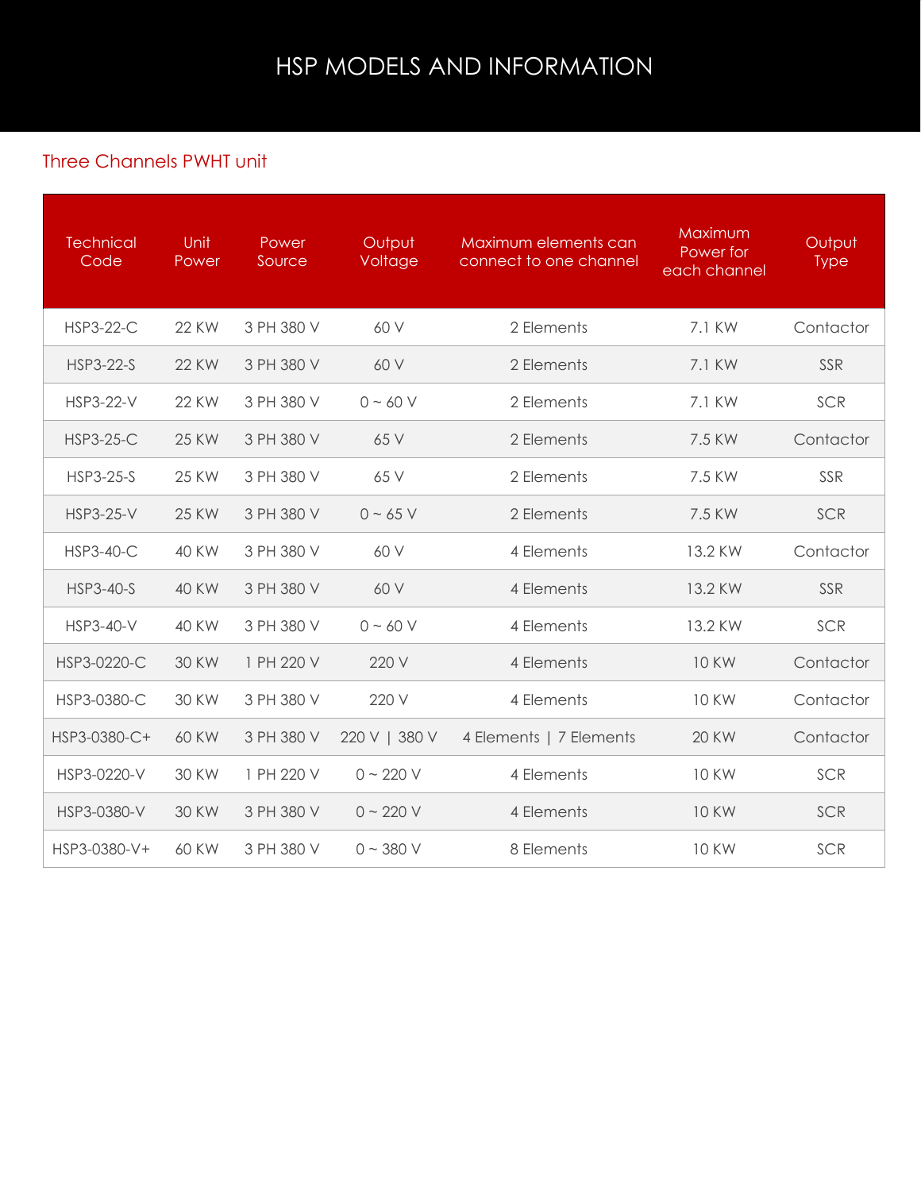# HSP MODELS AND INFORMATION

## Three Channels PWHT unit

| Technical Code | Unit Power | Power Source | Output Voltage | Maximum elements can connect to one channel | Maximum Power for each channel | Output Type |
|---|---|---|---|---|---|---|
| HSP3-22-C | 22 KW | 3 PH 380 V | 60 V | 2 Elements | 7.1 KW | Contactor |
| HSP3-22-S | 22 KW | 3 PH 380 V | 60 V | 2 Elements | 7.1 KW | SSR |
| HSP3-22-V | 22 KW | 3 PH 380 V | 0 ~ 60 V | 2 Elements | 7.1 KW | SCR |
| HSP3-25-C | 25 KW | 3 PH 380 V | 65 V | 2 Elements | 7.5 KW | Contactor |
| HSP3-25-S | 25 KW | 3 PH 380 V | 65 V | 2 Elements | 7.5 KW | SSR |
| HSP3-25-V | 25 KW | 3 PH 380 V | 0 ~ 65 V | 2 Elements | 7.5 KW | SCR |
| HSP3-40-C | 40 KW | 3 PH 380 V | 60 V | 4 Elements | 13.2 KW | Contactor |
| HSP3-40-S | 40 KW | 3 PH 380 V | 60 V | 4 Elements | 13.2 KW | SSR |
| HSP3-40-V | 40 KW | 3 PH 380 V | 0 ~ 60 V | 4 Elements | 13.2 KW | SCR |
| HSP3-0220-C | 30 KW | 1 PH 220 V | 220 V | 4 Elements | 10 KW | Contactor |
| HSP3-0380-C | 30 KW | 3 PH 380 V | 220 V | 4 Elements | 10 KW | Contactor |
| HSP3-0380-C+ | 60 KW | 3 PH 380 V | 220 V \| 380 V | 4 Elements \| 7 Elements | 20 KW | Contactor |
| HSP3-0220-V | 30 KW | 1 PH 220 V | 0 ~ 220 V | 4 Elements | 10 KW | SCR |
| HSP3-0380-V | 30 KW | 3 PH 380 V | 0 ~ 220 V | 4 Elements | 10 KW | SCR |
| HSP3-0380-V+ | 60 KW | 3 PH 380 V | 0 ~ 380 V | 8 Elements | 10 KW | SCR |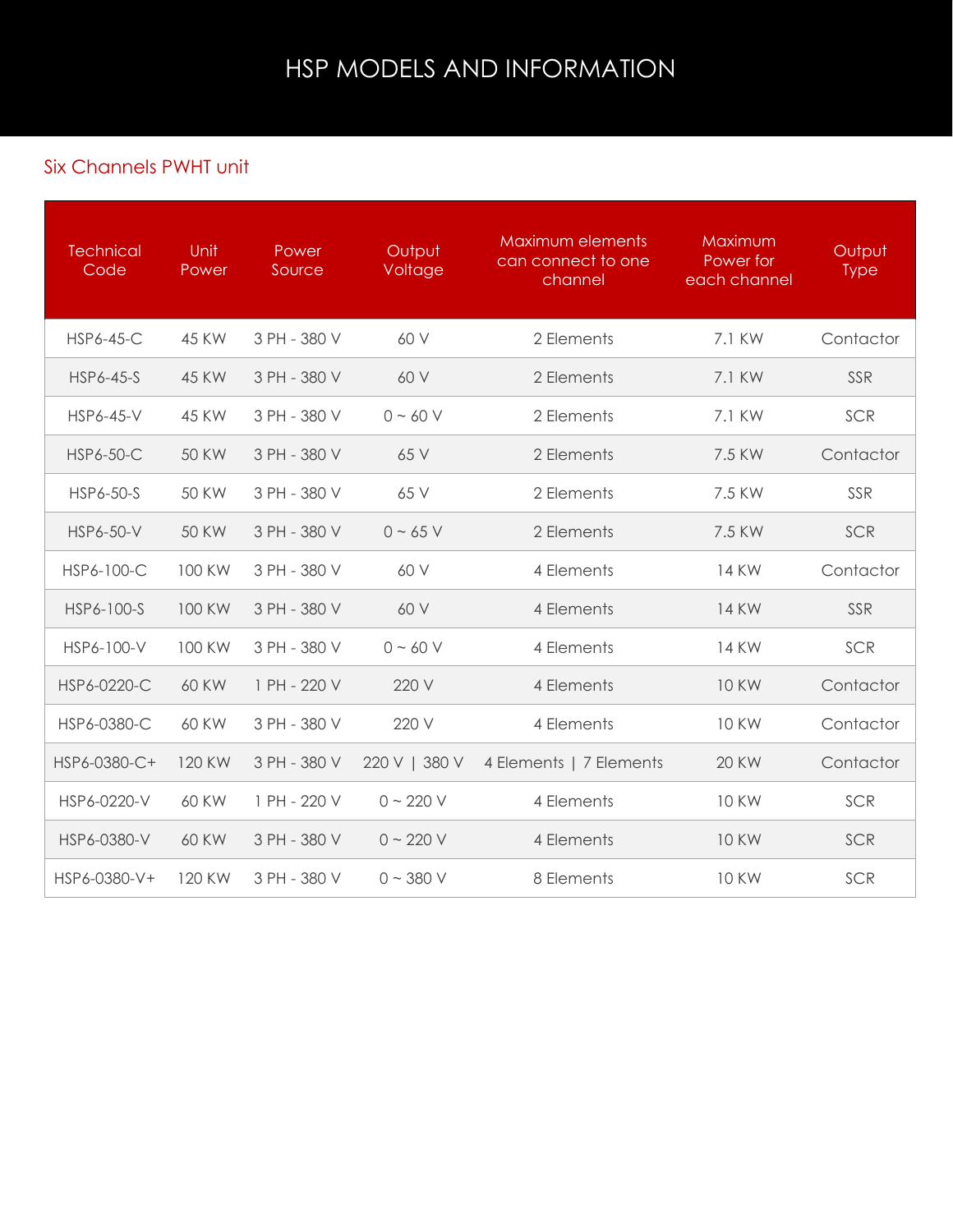# HSP MODELS AND INFORMATION

## Six Channels PWHT unit

| Technical Code | Unit Power | Power Source | Output Voltage | Maximum elements can connect to one channel | Maximum Power for each channel | Output Type |
|---|---|---|---|---|---|---|
| HSP6-45-C | 45 KW | 3 PH - 380 V | 60 V | 2 Elements | 7.1 KW | Contactor |
| HSP6-45-S | 45 KW | 3 PH - 380 V | 60 V | 2 Elements | 7.1 KW | SSR |
| HSP6-45-V | 45 KW | 3 PH - 380 V | 0 ~ 60 V | 2 Elements | 7.1 KW | SCR |
| HSP6-50-C | 50 KW | 3 PH - 380 V | 65 V | 2 Elements | 7.5 KW | Contactor |
| HSP6-50-S | 50 KW | 3 PH - 380 V | 65 V | 2 Elements | 7.5 KW | SSR |
| HSP6-50-V | 50 KW | 3 PH - 380 V | 0 ~ 65 V | 2 Elements | 7.5 KW | SCR |
| HSP6-100-C | 100 KW | 3 PH - 380 V | 60 V | 4 Elements | 14 KW | Contactor |
| HSP6-100-S | 100 KW | 3 PH - 380 V | 60 V | 4 Elements | 14 KW | SSR |
| HSP6-100-V | 100 KW | 3 PH - 380 V | 0 ~ 60 V | 4 Elements | 14 KW | SCR |
| HSP6-0220-C | 60 KW | 1 PH - 220 V | 220 V | 4 Elements | 10 KW | Contactor |
| HSP6-0380-C | 60 KW | 3 PH - 380 V | 220 V | 4 Elements | 10 KW | Contactor |
| HSP6-0380-C+ | 120 KW | 3 PH - 380 V | 220 V \| 380 V | 4 Elements \| 7 Elements | 20 KW | Contactor |
| HSP6-0220-V | 60 KW | 1 PH - 220 V | 0 ~ 220 V | 4 Elements | 10 KW | SCR |
| HSP6-0380-V | 60 KW | 3 PH - 380 V | 0 ~ 220 V | 4 Elements | 10 KW | SCR |
| HSP6-0380-V+ | 120 KW | 3 PH - 380 V | 0 ~ 380 V | 8 Elements | 10 KW | SCR |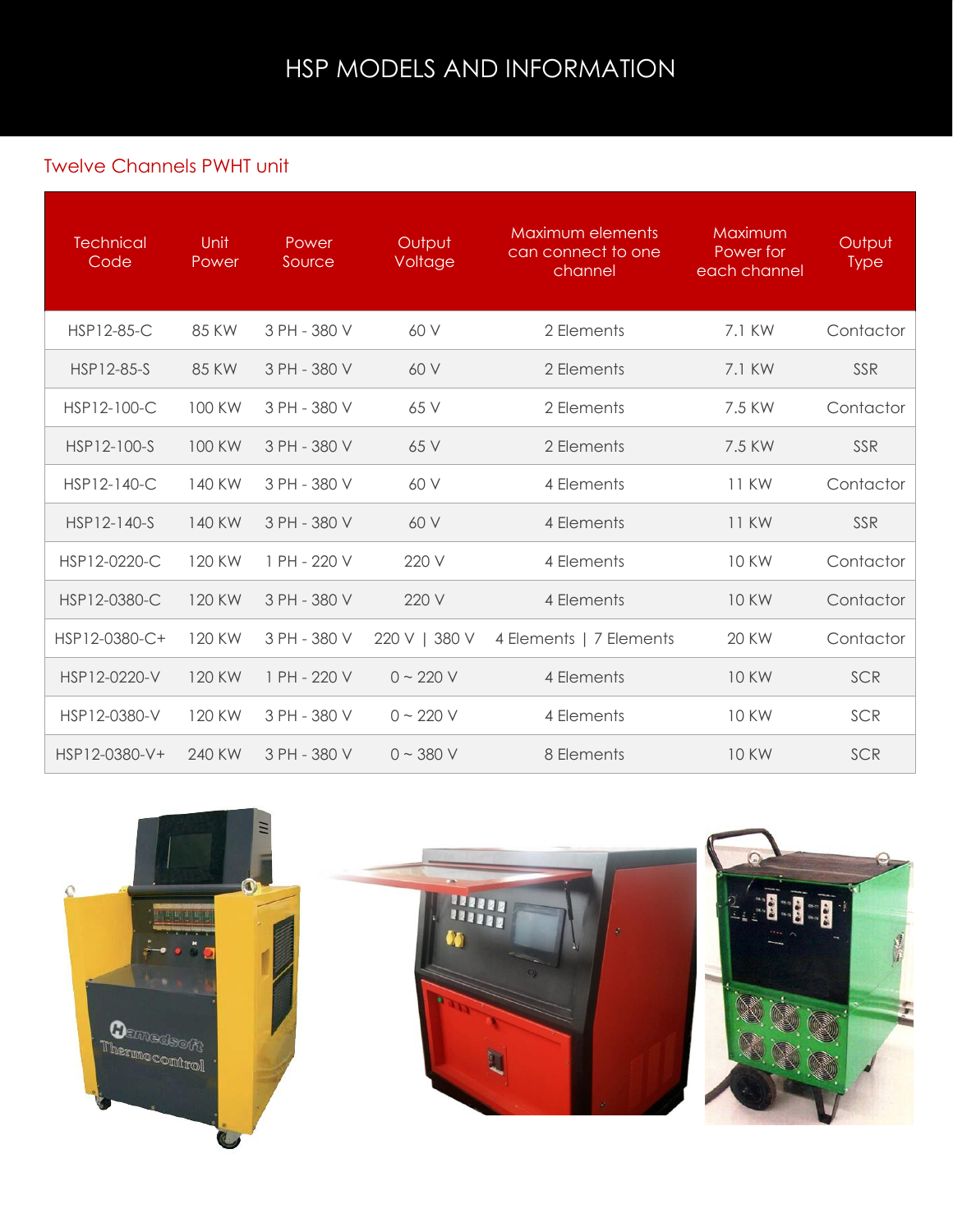# HSP MODELS AND INFORMATION

## Twelve Channels PWHT unit

| Technical Code | Unit Power | Power Source | Output Voltage | Maximum elements can connect to one channel | Maximum Power for each channel | Output Type |
|---|---|---|---|---|---|---|
| HSP12-85-C | 85 KW | 3 PH - 380 V | 60 V | 2 Elements | 7.1 KW | Contactor |
| HSP12-85-S | 85 KW | 3 PH - 380 V | 60 V | 2 Elements | 7.1 KW | SSR |
| HSP12-100-C | 100 KW | 3 PH - 380 V | 65 V | 2 Elements | 7.5 KW | Contactor |
| HSP12-100-S | 100 KW | 3 PH - 380 V | 65 V | 2 Elements | 7.5 KW | SSR |
| HSP12-140-C | 140 KW | 3 PH - 380 V | 60 V | 4 Elements | 11 KW | Contactor |
| HSP12-140-S | 140 KW | 3 PH - 380 V | 60 V | 4 Elements | 11 KW | SSR |
| HSP12-0220-C | 120 KW | 1 PH - 220 V | 220 V | 4 Elements | 10 KW | Contactor |
| HSP12-0380-C | 120 KW | 3 PH - 380 V | 220 V | 4 Elements | 10 KW | Contactor |
| HSP12-0380-C+ | 120 KW | 3 PH - 380 V | 220 V \| 380 V | 4 Elements \| 7 Elements | 20 KW | Contactor |
| HSP12-0220-V | 120 KW | 1 PH - 220 V | 0 ~ 220 V | 4 Elements | 10 KW | SCR |
| HSP12-0380-V | 120 KW | 3 PH - 380 V | 0 ~ 220 V | 4 Elements | 10 KW | SCR |
| HSP12-0380-V+ | 240 KW | 3 PH - 380 V | 0 ~ 380 V | 8 Elements | 10 KW | SCR |